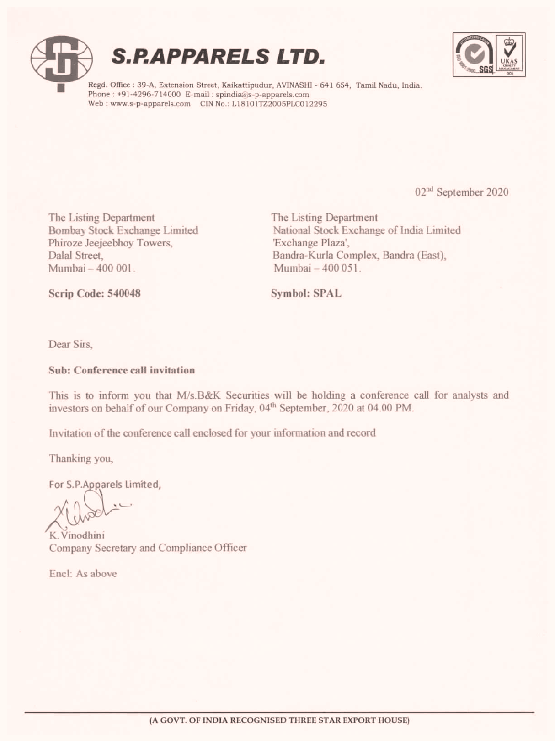# S.P.APPARELS LTD.

Regd. Office : 39-A, Extension Street, Kaikattipudur, AVINASHI - 641 654, Tamil Nadu, India.
Phone : +91-4296-714000 E-mail : spindia@s-p-apparels.com
Web : www.s-p-apparels.com CIN No.: L18101TZ2005PLC012295

02nd September 2020

The Listing Department
Bombay Stock Exchange Limited
Phiroze Jeejeebhoy Towers,
Dalal Street,
Mumbai – 400 001.

**Scrip Code: 540048**

The Listing Department
National Stock Exchange of India Limited
'Exchange Plaza',
Bandra-Kurla Complex, Bandra (East),
Mumbai – 400 051.

**Symbol: SPAL**

Dear Sirs,

**Sub: Conference call invitation**

This is to inform you that M/s.B&K Securities will be holding a conference call for analysts and investors on behalf of our Company on Friday, 04th September, 2020 at 04.00 PM.

Invitation of the conference call enclosed for your information and record

Thanking you,

For S.P.Apparels Limited,

K.Vinodhini
Company Secretary and Compliance Officer

Encl: As above

(A GOVT. OF INDIA RECOGNISED THREE STAR EXPORT HOUSE)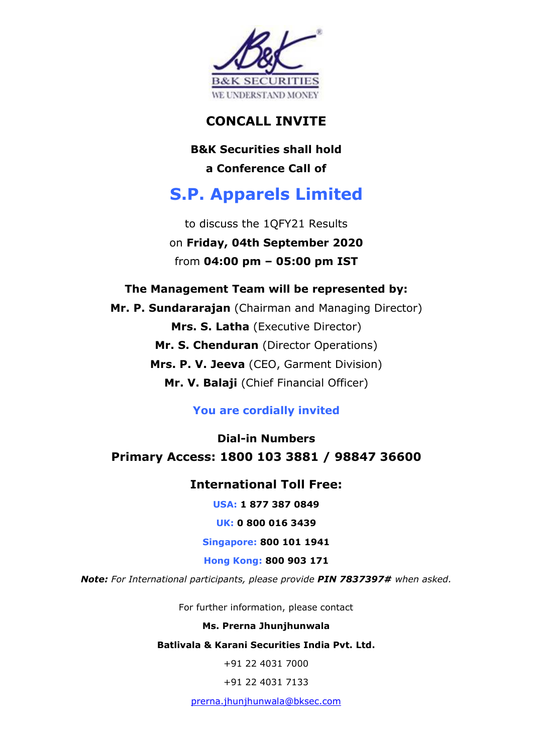B&K SECURITIES

WE UNDERSTAND MONEY

# CONCALL INVITE

**B&K Securities shall hold**
**a Conference Call of**

## S.P. Apparels Limited

to discuss the 1QFY21 Results
on **Friday, 04th September 2020**
from **04:00 pm – 05:00 pm IST**

**The Management Team will be represented by:**

**Mr. P. Sundararajan** (Chairman and Managing Director)
**Mrs. S. Latha** (Executive Director)
**Mr. S. Chenduran** (Director Operations)
**Mrs. P. V. Jeeva** (CEO, Garment Division)
**Mr. V. Balaji** (Chief Financial Officer)

**You are cordially invited**

**Dial-in Numbers**
**Primary Access: 1800 103 3881 / 98847 36600**

**International Toll Free:**

**USA:** **1 877 387 0849**

**UK:** **0 800 016 3439**

**Singapore:** **800 101 1941**

**Hong Kong:** **800 903 171**

***Note:*** *For International participants, please provide* ***PIN 7837397#*** *when asked.*

For further information, please contact

**Ms. Prerna Jhunjhunwala**

**Batlivala & Karani Securities India Pvt. Ltd.**

+91 22 4031 7000

+91 22 4031 7133

prerna.jhunjhunwala@bksec.com